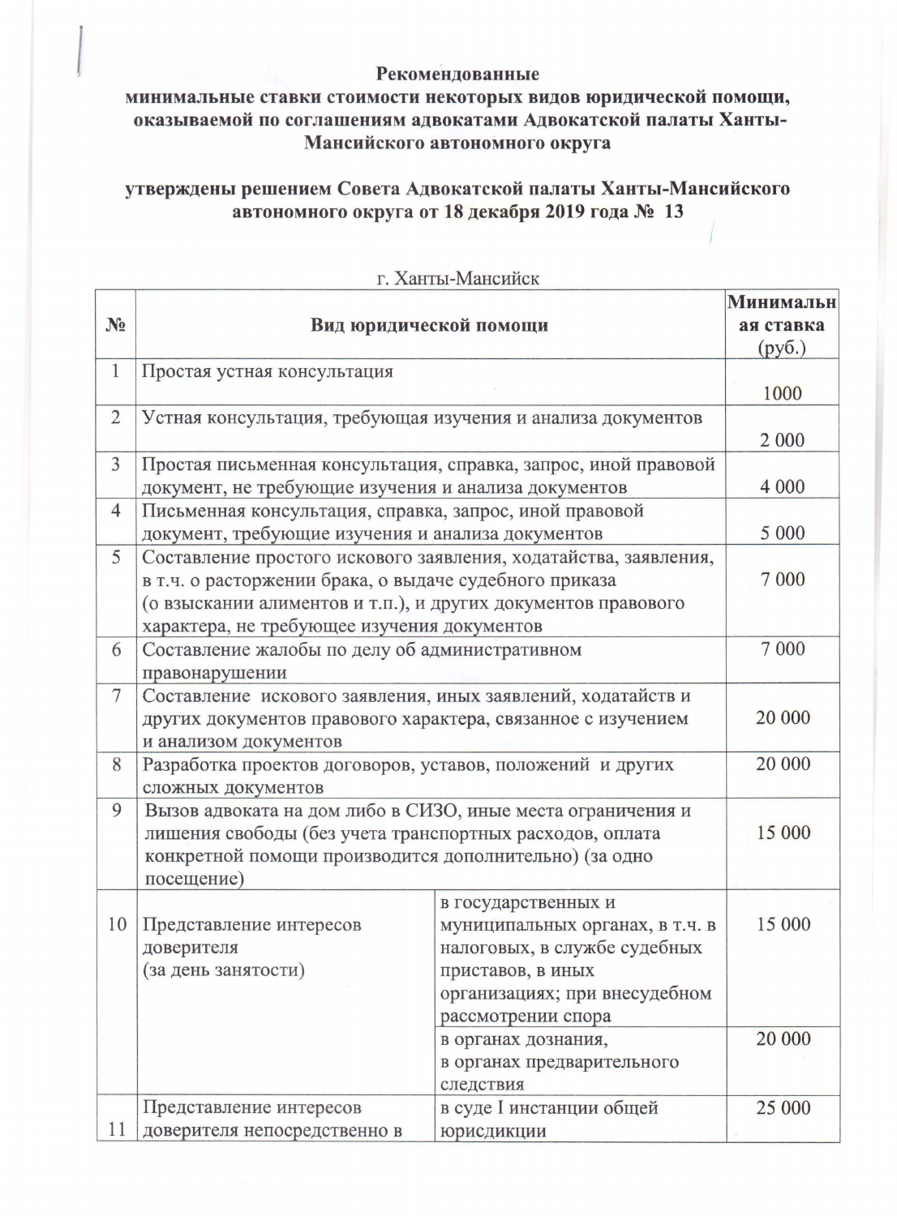**Рекомендованные минимальные ставки стоимости некоторых видов юридической помощи, оказываемой по соглашениям адвокатами Адвокатской палаты Ханты-Мансийского автономного округа**

**утверждены решением Совета Адвокатской палаты Ханты-Мансийского автономного округа от 18 декабря 2019 года № 13**

г. Ханты-Мансийск

| № | Вид юридической помощи | | Минимальная ставка (руб.) |
|---|---|---|---|
| 1 | Простая устная консультация | | 1000 |
| 2 | Устная консультация, требующая изучения и анализа документов | | 2 000 |
| 3 | Простая письменная консультация, справка, запрос, иной правовой документ, не требующие изучения и анализа документов | | 4 000 |
| 4 | Письменная консультация, справка, запрос, иной правовой документ, требующие изучения и анализа документов | | 5 000 |
| 5 | Составление простого искового заявления, ходатайства, заявления, в т.ч. о расторжении брака, о выдаче судебного приказа (о взыскании алиментов и т.п.), и других документов правового характера, не требующее изучения документов | | 7 000 |
| 6 | Составление жалобы по делу об административном правонарушении | | 7 000 |
| 7 | Составление искового заявления, иных заявлений, ходатайств и других документов правового характера, связанное с изучением и анализом документов | | 20 000 |
| 8 | Разработка проектов договоров, уставов, положений и других сложных документов | | 20 000 |
| 9 | Вызов адвоката на дом либо в СИЗО, иные места ограничения и лишения свободы (без учета транспортных расходов, оплата конкретной помощи производится дополнительно) (за одно посещение) | | 15 000 |
| 10 | Представление интересов доверителя (за день занятости) | в государственных и муниципальных органах, в т.ч. в налоговых, в службе судебных приставов, в иных организациях; при внесудебном рассмотрении спора | 15 000 |
| | | в органах дознания, в органах предварительного следствия | 20 000 |
| 11 | Представление интересов доверителя непосредственно в | в суде I инстанции общей юрисдикции | 25 000 |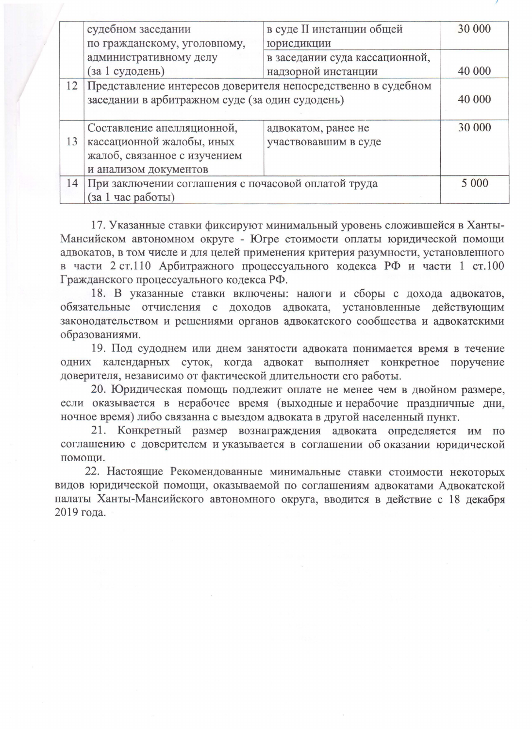| | | | |
|---|---|---|---|
| | судебном заседании по гражданскому, уголовному, административному делу (за 1 судодень) | в суде II инстанции общей юрисдикции | 30 000 |
| | | в заседании суда кассационной, надзорной инстанции | 40 000 |
| 12 | Представление интересов доверителя непосредственно в судебном заседании в арбитражном суде (за один судодень) | | 40 000 |
| 13 | Составление апелляционной, кассационной жалобы, иных жалоб, связанное с изучением и анализом документов | адвокатом, ранее не участвовавшим в суде | 30 000 |
| 14 | При заключении соглашения с почасовой оплатой труда (за 1 час работы) | | 5 000 |

17. Указанные ставки фиксируют минимальный уровень сложившейся в Ханты-Мансийском автономном округе - Югре стоимости оплаты юридической помощи адвокатов, в том числе и для целей применения критерия разумности, установленного в части 2 ст.110 Арбитражного процессуального кодекса РФ и части 1 ст.100 Гражданского процессуального кодекса РФ.

18. В указанные ставки включены: налоги и сборы с дохода адвокатов, обязательные отчисления с доходов адвоката, установленные действующим законодательством и решениями органов адвокатского сообщества и адвокатскими образованиями.

19. Под судоднем или днем занятости адвоката понимается время в течение одних календарных суток, когда адвокат выполняет конкретное поручение доверителя, независимо от фактической длительности его работы.

20. Юридическая помощь подлежит оплате не менее чем в двойном размере, если оказывается в нерабочее время (выходные и нерабочие праздничные дни, ночное время) либо связанна с выездом адвоката в другой населенный пункт.

21. Конкретный размер вознаграждения адвоката определяется им по соглашению с доверителем и указывается в соглашении об оказании юридической помощи.

22. Настоящие Рекомендованные минимальные ставки стоимости некоторых видов юридической помощи, оказываемой по соглашениям адвокатами Адвокатской палаты Ханты-Мансийского автономного округа, вводится в действие с 18 декабря 2019 года.